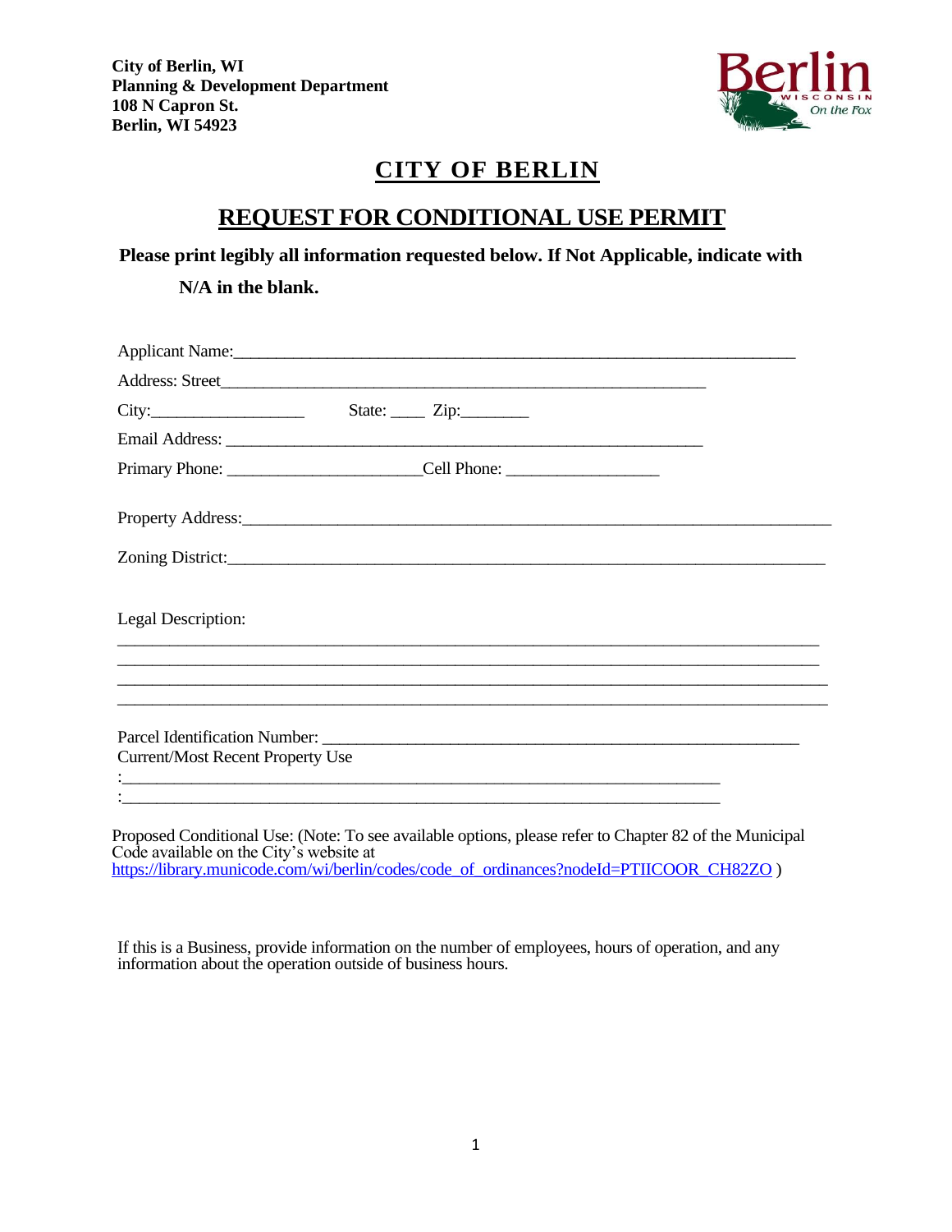**City of Berlin, WI**
**Planning & Development Department**
**108 N Capron St.**
**Berlin, WI 54923**

# CITY OF BERLIN

## REQUEST FOR CONDITIONAL USE PERMIT

**Please print legibly all information requested below. If Not Applicable, indicate with N/A in the blank.**

Applicant Name:_______________________________________________________________

Address: Street_______________________________________________________

City:_________________ State: ____ Zip:________

Email Address: _______________________________________________________

Primary Phone: _____________________Cell Phone: _________________

Property Address:_______________________________________________________________

Zoning District:________________________________________________________________

Legal Description:

_____________________________________________________________________________
_____________________________________________________________________________
_____________________________________________________________________________
_____________________________________________________________________________

Parcel Identification Number: _____________________________________________________

Current/Most Recent Property Use
:____________________________________________________________________
:____________________________________________________________________

Proposed Conditional Use: (Note: To see available options, please refer to Chapter 82 of the Municipal Code available on the City's website at https://library.municode.com/wi/berlin/codes/code_of_ordinances?nodeId=PTIICOOR_CH82ZO )

If this is a Business, provide information on the number of employees, hours of operation, and any information about the operation outside of business hours.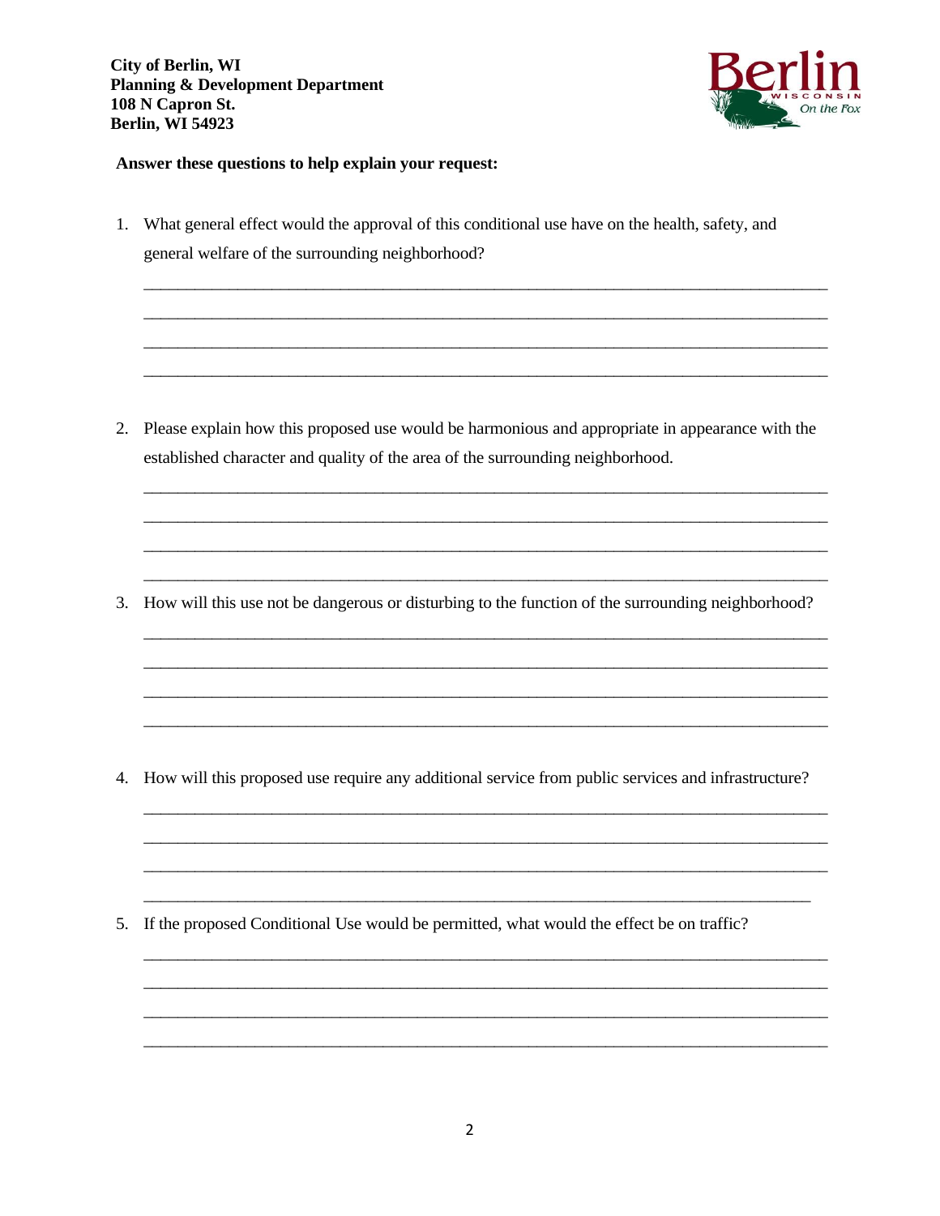**City of Berlin, WI**
**Planning & Development Department**
**108 N Capron St.**
**Berlin, WI 54923**

**Answer these questions to help explain your request:**

1. What general effect would the approval of this conditional use have on the health, safety, and general welfare of the surrounding neighborhood?

_______________________________________________________________________________

_______________________________________________________________________________

_______________________________________________________________________________

_______________________________________________________________________________

2. Please explain how this proposed use would be harmonious and appropriate in appearance with the established character and quality of the area of the surrounding neighborhood.

_______________________________________________________________________________

_______________________________________________________________________________

_______________________________________________________________________________

_______________________________________________________________________________

3. How will this use not be dangerous or disturbing to the function of the surrounding neighborhood?

_______________________________________________________________________________

_______________________________________________________________________________

_______________________________________________________________________________

_______________________________________________________________________________

4. How will this proposed use require any additional service from public services and infrastructure?

_______________________________________________________________________________

_______________________________________________________________________________

_______________________________________________________________________________

_______________________________________________________________________________

5. If the proposed Conditional Use would be permitted, what would the effect be on traffic?

_______________________________________________________________________________

_______________________________________________________________________________

_______________________________________________________________________________

_______________________________________________________________________________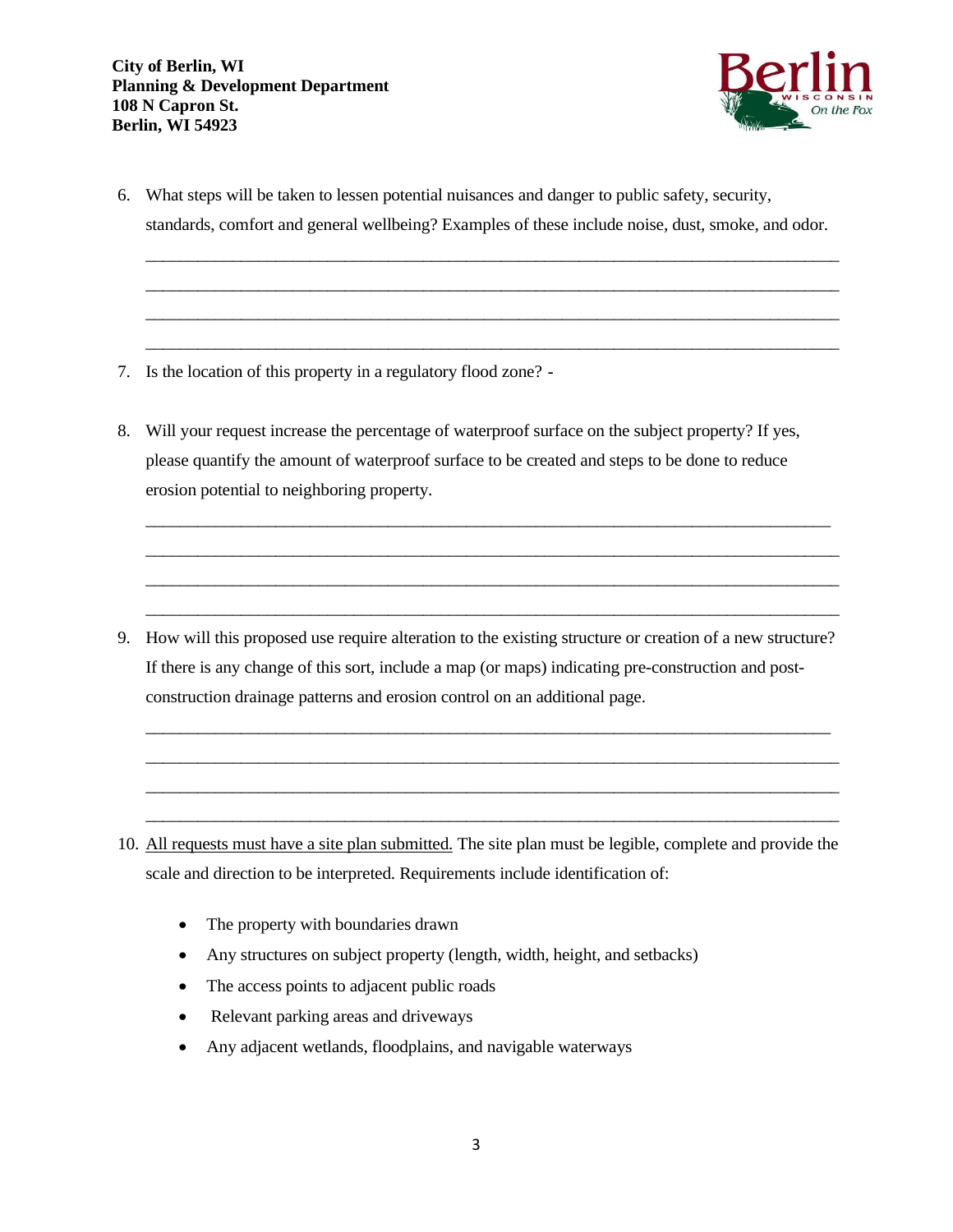**City of Berlin, WI**
**Planning & Development Department**
**108 N Capron St.**
**Berlin, WI 54923**

6. What steps will be taken to lessen potential nuisances and danger to public safety, security, standards, comfort and general wellbeing? Examples of these include noise, dust, smoke, and odor.

   ______________________________________________________________________________
   ______________________________________________________________________________
   ______________________________________________________________________________
   ______________________________________________________________________________

7. Is the location of this property in a regulatory flood zone? -

8. Will your request increase the percentage of waterproof surface on the subject property? If yes, please quantify the amount of waterproof surface to be created and steps to be done to reduce erosion potential to neighboring property.

   ______________________________________________________________________________
   ______________________________________________________________________________
   ______________________________________________________________________________
   ______________________________________________________________________________

9. How will this proposed use require alteration to the existing structure or creation of a new structure? If there is any change of this sort, include a map (or maps) indicating pre-construction and post-construction drainage patterns and erosion control on an additional page.

   ______________________________________________________________________________
   ______________________________________________________________________________
   ______________________________________________________________________________
   ______________________________________________________________________________

10. <u>All requests must have a site plan submitted.</u> The site plan must be legible, complete and provide the scale and direction to be interpreted. Requirements include identification of:

    - The property with boundaries drawn
    - Any structures on subject property (length, width, height, and setbacks)
    - The access points to adjacent public roads
    - Relevant parking areas and driveways
    - Any adjacent wetlands, floodplains, and navigable waterways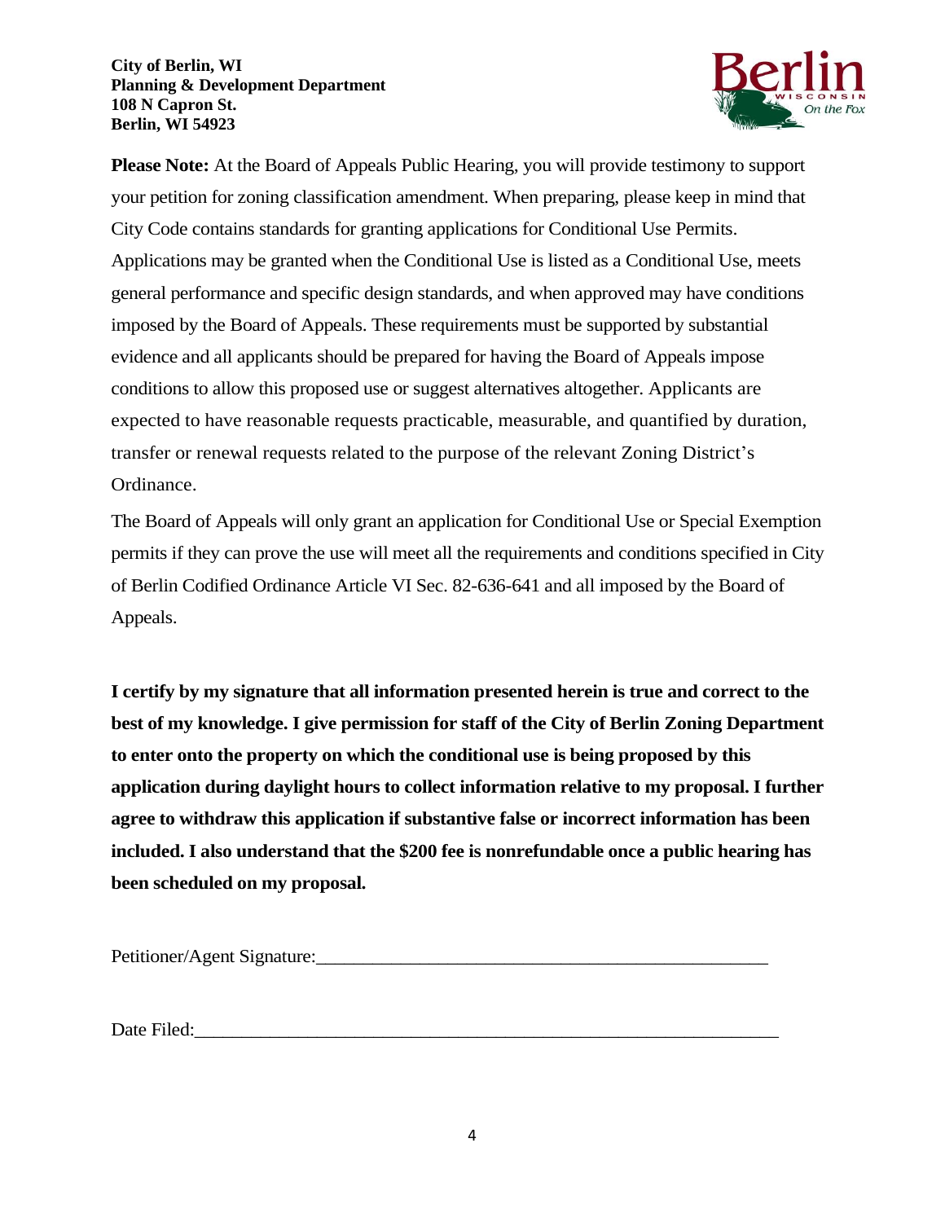**City of Berlin, WI**
**Planning & Development Department**
**108 N Capron St.**
**Berlin, WI 54923**

**Please Note:** At the Board of Appeals Public Hearing, you will provide testimony to support your petition for zoning classification amendment. When preparing, please keep in mind that City Code contains standards for granting applications for Conditional Use Permits. Applications may be granted when the Conditional Use is listed as a Conditional Use, meets general performance and specific design standards, and when approved may have conditions imposed by the Board of Appeals. These requirements must be supported by substantial evidence and all applicants should be prepared for having the Board of Appeals impose conditions to allow this proposed use or suggest alternatives altogether. Applicants are expected to have reasonable requests practicable, measurable, and quantified by duration, transfer or renewal requests related to the purpose of the relevant Zoning District's Ordinance.

The Board of Appeals will only grant an application for Conditional Use or Special Exemption permits if they can prove the use will meet all the requirements and conditions specified in City of Berlin Codified Ordinance Article VI Sec. 82-636-641 and all imposed by the Board of Appeals.

**I certify by my signature that all information presented herein is true and correct to the best of my knowledge. I give permission for staff of the City of Berlin Zoning Department to enter onto the property on which the conditional use is being proposed by this application during daylight hours to collect information relative to my proposal. I further agree to withdraw this application if substantive false or incorrect information has been included. I also understand that the $200 fee is nonrefundable once a public hearing has been scheduled on my proposal.**

Petitioner/Agent Signature:_______________________________________________

Date Filed:____________________________________________________________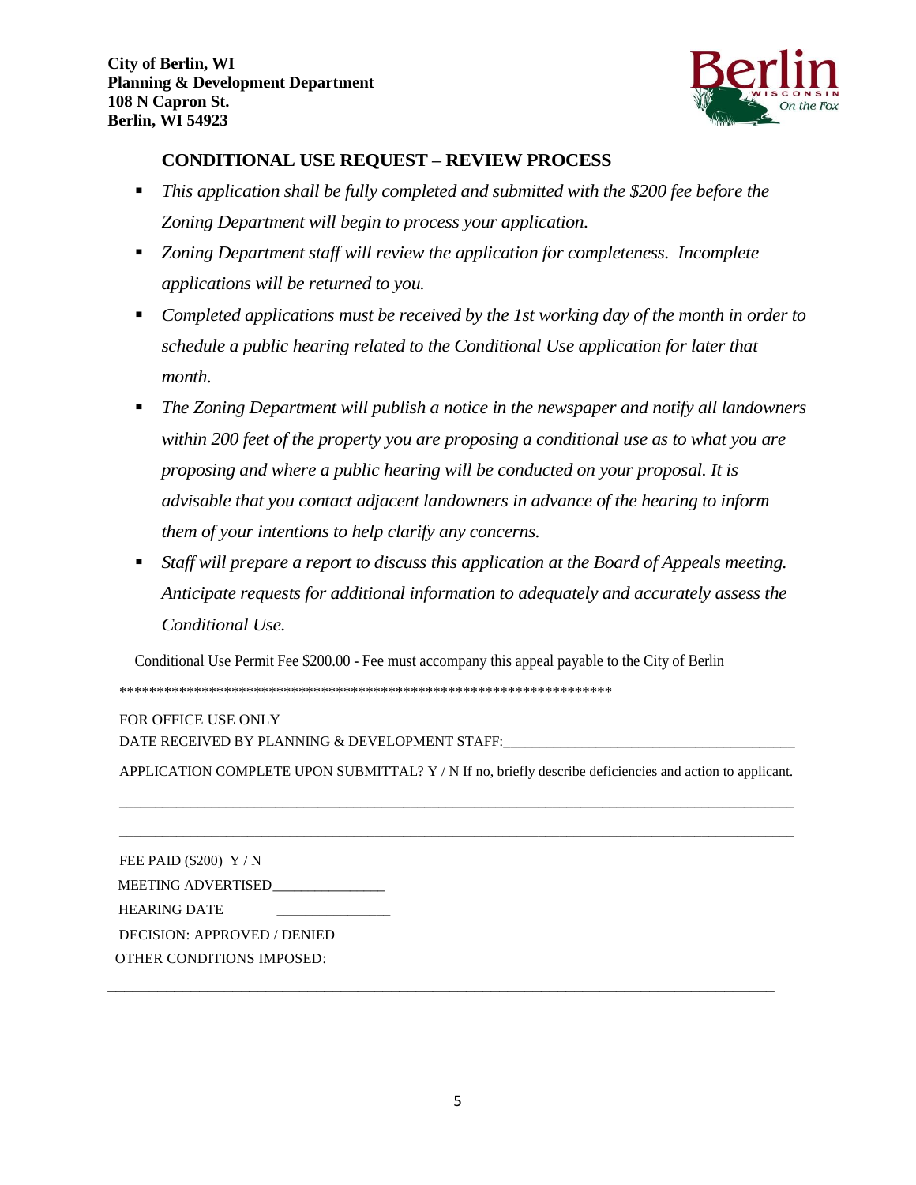**City of Berlin, WI**
**Planning & Development Department**
**108 N Capron St.**
**Berlin, WI 54923**

## CONDITIONAL USE REQUEST – REVIEW PROCESS

- *This application shall be fully completed and submitted with the $200 fee before the Zoning Department will begin to process your application.*
- *Zoning Department staff will review the application for completeness. Incomplete applications will be returned to you.*
- *Completed applications must be received by the 1st working day of the month in order to schedule a public hearing related to the Conditional Use application for later that month.*
- *The Zoning Department will publish a notice in the newspaper and notify all landowners within 200 feet of the property you are proposing a conditional use as to what you are proposing and where a public hearing will be conducted on your proposal. It is advisable that you contact adjacent landowners in advance of the hearing to inform them of your intentions to help clarify any concerns.*
- *Staff will prepare a report to discuss this application at the Board of Appeals meeting. Anticipate requests for additional information to adequately and accurately assess the Conditional Use.*

Conditional Use Permit Fee $200.00 - Fee must accompany this appeal payable to the City of Berlin

*********************************************************************

FOR OFFICE USE ONLY

DATE RECEIVED BY PLANNING & DEVELOPMENT STAFF:________________________________________

APPLICATION COMPLETE UPON SUBMITTAL? Y / N If no, briefly describe deficiencies and action to applicant.

_____________________________________________________________________________________________

_____________________________________________________________________________________________

FEE PAID ($200) Y / N

MEETING ADVERTISED_______________

HEARING DATE _______________

DECISION: APPROVED / DENIED

OTHER CONDITIONS IMPOSED:

_____________________________________________________________________________________________